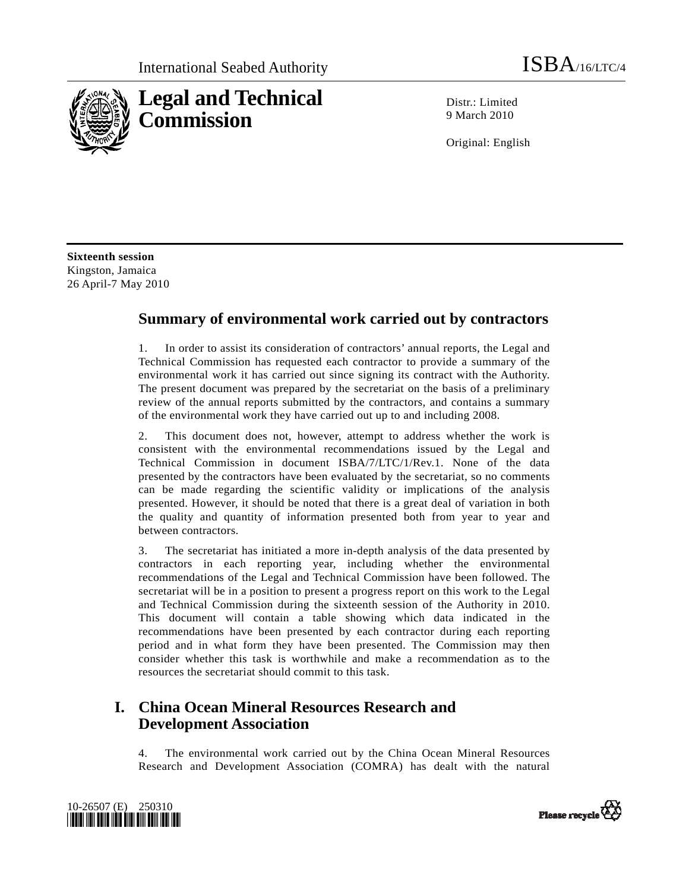International Seabed Authority

ISBA/16/LTC/4

# Legal and Technical Commission

Distr.: Limited
9 March 2010

Original: English

**Sixteenth session**
Kingston, Jamaica
26 April-7 May 2010

## Summary of environmental work carried out by contractors

1. In order to assist its consideration of contractors' annual reports, the Legal and Technical Commission has requested each contractor to provide a summary of the environmental work it has carried out since signing its contract with the Authority. The present document was prepared by the secretariat on the basis of a preliminary review of the annual reports submitted by the contractors, and contains a summary of the environmental work they have carried out up to and including 2008.

2. This document does not, however, attempt to address whether the work is consistent with the environmental recommendations issued by the Legal and Technical Commission in document ISBA/7/LTC/1/Rev.1. None of the data presented by the contractors have been evaluated by the secretariat, so no comments can be made regarding the scientific validity or implications of the analysis presented. However, it should be noted that there is a great deal of variation in both the quality and quantity of information presented both from year to year and between contractors.

3. The secretariat has initiated a more in-depth analysis of the data presented by contractors in each reporting year, including whether the environmental recommendations of the Legal and Technical Commission have been followed. The secretariat will be in a position to present a progress report on this work to the Legal and Technical Commission during the sixteenth session of the Authority in 2010. This document will contain a table showing which data indicated in the recommendations have been presented by each contractor during each reporting period and in what form they have been presented. The Commission may then consider whether this task is worthwhile and make a recommendation as to the resources the secretariat should commit to this task.

## I. China Ocean Mineral Resources Research and Development Association

4. The environmental work carried out by the China Ocean Mineral Resources Research and Development Association (COMRA) has dealt with the natural

10-26507 (E) 250310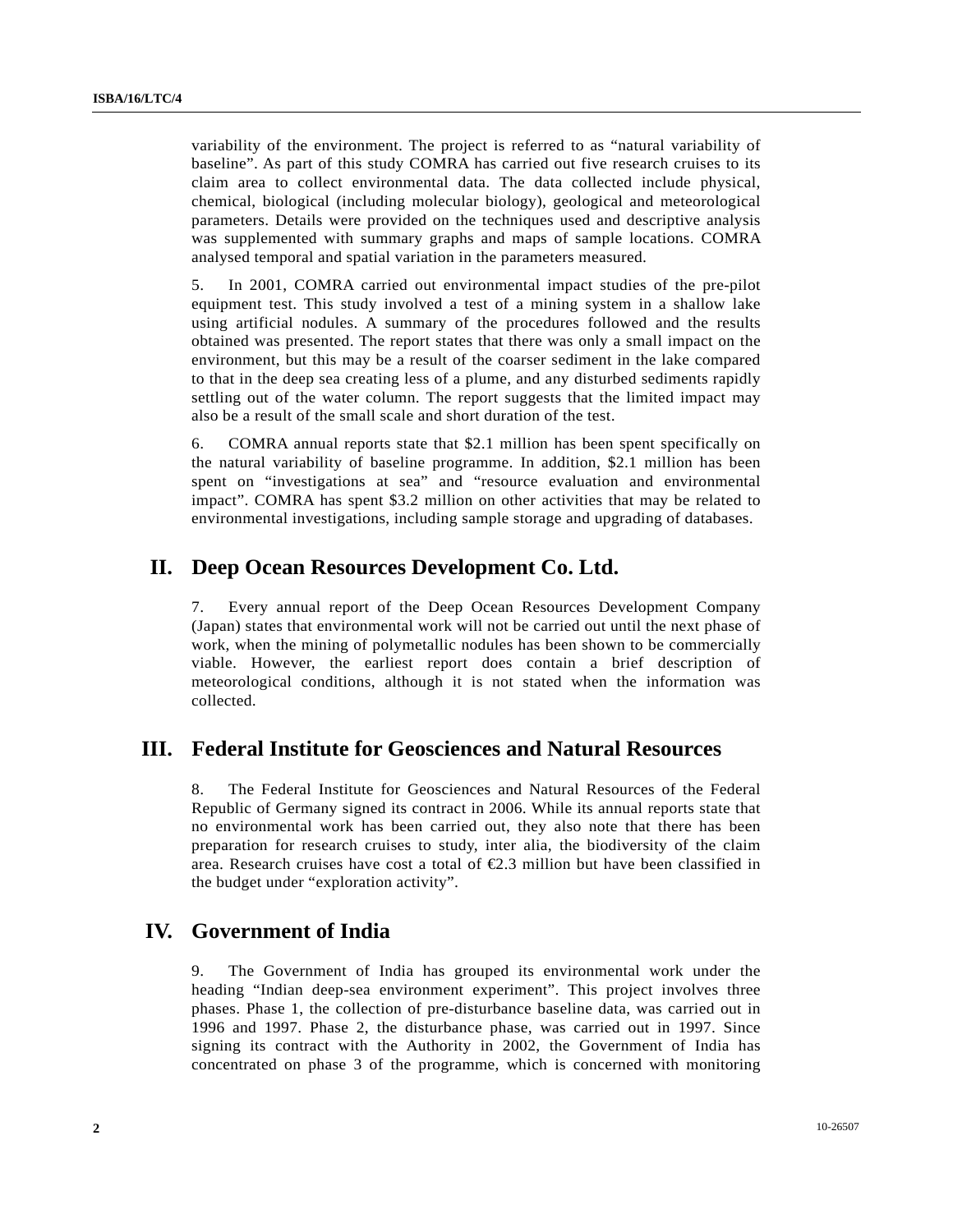variability of the environment. The project is referred to as "natural variability of baseline". As part of this study COMRA has carried out five research cruises to its claim area to collect environmental data. The data collected include physical, chemical, biological (including molecular biology), geological and meteorological parameters. Details were provided on the techniques used and descriptive analysis was supplemented with summary graphs and maps of sample locations. COMRA analysed temporal and spatial variation in the parameters measured.

5. In 2001, COMRA carried out environmental impact studies of the pre-pilot equipment test. This study involved a test of a mining system in a shallow lake using artificial nodules. A summary of the procedures followed and the results obtained was presented. The report states that there was only a small impact on the environment, but this may be a result of the coarser sediment in the lake compared to that in the deep sea creating less of a plume, and any disturbed sediments rapidly settling out of the water column. The report suggests that the limited impact may also be a result of the small scale and short duration of the test.

6. COMRA annual reports state that $2.1 million has been spent specifically on the natural variability of baseline programme. In addition, $2.1 million has been spent on "investigations at sea" and "resource evaluation and environmental impact". COMRA has spent $3.2 million on other activities that may be related to environmental investigations, including sample storage and upgrading of databases.

## II. Deep Ocean Resources Development Co. Ltd.

7. Every annual report of the Deep Ocean Resources Development Company (Japan) states that environmental work will not be carried out until the next phase of work, when the mining of polymetallic nodules has been shown to be commercially viable. However, the earliest report does contain a brief description of meteorological conditions, although it is not stated when the information was collected.

## III. Federal Institute for Geosciences and Natural Resources

8. The Federal Institute for Geosciences and Natural Resources of the Federal Republic of Germany signed its contract in 2006. While its annual reports state that no environmental work has been carried out, they also note that there has been preparation for research cruises to study, inter alia, the biodiversity of the claim area. Research cruises have cost a total of €2.3 million but have been classified in the budget under "exploration activity".

## IV. Government of India

9. The Government of India has grouped its environmental work under the heading "Indian deep-sea environment experiment". This project involves three phases. Phase 1, the collection of pre-disturbance baseline data, was carried out in 1996 and 1997. Phase 2, the disturbance phase, was carried out in 1997. Since signing its contract with the Authority in 2002, the Government of India has concentrated on phase 3 of the programme, which is concerned with monitoring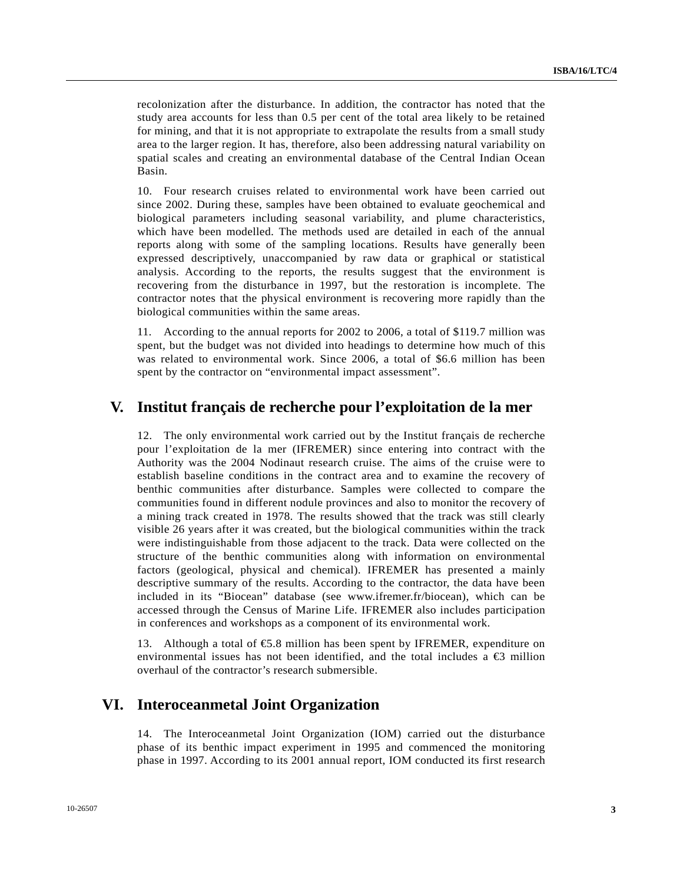recolonization after the disturbance. In addition, the contractor has noted that the study area accounts for less than 0.5 per cent of the total area likely to be retained for mining, and that it is not appropriate to extrapolate the results from a small study area to the larger region. It has, therefore, also been addressing natural variability on spatial scales and creating an environmental database of the Central Indian Ocean Basin.

10. Four research cruises related to environmental work have been carried out since 2002. During these, samples have been obtained to evaluate geochemical and biological parameters including seasonal variability, and plume characteristics, which have been modelled. The methods used are detailed in each of the annual reports along with some of the sampling locations. Results have generally been expressed descriptively, unaccompanied by raw data or graphical or statistical analysis. According to the reports, the results suggest that the environment is recovering from the disturbance in 1997, but the restoration is incomplete. The contractor notes that the physical environment is recovering more rapidly than the biological communities within the same areas.

11. According to the annual reports for 2002 to 2006, a total of $119.7 million was spent, but the budget was not divided into headings to determine how much of this was related to environmental work. Since 2006, a total of $6.6 million has been spent by the contractor on "environmental impact assessment".

## V. Institut français de recherche pour l'exploitation de la mer

12. The only environmental work carried out by the Institut français de recherche pour l'exploitation de la mer (IFREMER) since entering into contract with the Authority was the 2004 Nodinaut research cruise. The aims of the cruise were to establish baseline conditions in the contract area and to examine the recovery of benthic communities after disturbance. Samples were collected to compare the communities found in different nodule provinces and also to monitor the recovery of a mining track created in 1978. The results showed that the track was still clearly visible 26 years after it was created, but the biological communities within the track were indistinguishable from those adjacent to the track. Data were collected on the structure of the benthic communities along with information on environmental factors (geological, physical and chemical). IFREMER has presented a mainly descriptive summary of the results. According to the contractor, the data have been included in its "Biocean" database (see www.ifremer.fr/biocean), which can be accessed through the Census of Marine Life. IFREMER also includes participation in conferences and workshops as a component of its environmental work.

13. Although a total of €5.8 million has been spent by IFREMER, expenditure on environmental issues has not been identified, and the total includes a €3 million overhaul of the contractor's research submersible.

## VI. Interoceanmetal Joint Organization

14. The Interoceanmetal Joint Organization (IOM) carried out the disturbance phase of its benthic impact experiment in 1995 and commenced the monitoring phase in 1997. According to its 2001 annual report, IOM conducted its first research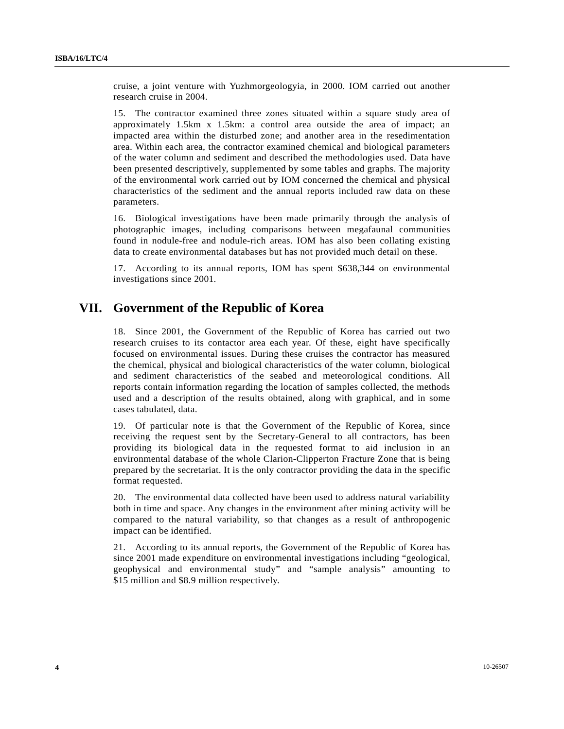cruise, a joint venture with Yuzhmorgeologyia, in 2000. IOM carried out another research cruise in 2004.

15. The contractor examined three zones situated within a square study area of approximately 1.5km x 1.5km: a control area outside the area of impact; an impacted area within the disturbed zone; and another area in the resedimentation area. Within each area, the contractor examined chemical and biological parameters of the water column and sediment and described the methodologies used. Data have been presented descriptively, supplemented by some tables and graphs. The majority of the environmental work carried out by IOM concerned the chemical and physical characteristics of the sediment and the annual reports included raw data on these parameters.

16. Biological investigations have been made primarily through the analysis of photographic images, including comparisons between megafaunal communities found in nodule-free and nodule-rich areas. IOM has also been collating existing data to create environmental databases but has not provided much detail on these.

17. According to its annual reports, IOM has spent $638,344 on environmental investigations since 2001.

# VII. Government of the Republic of Korea

18. Since 2001, the Government of the Republic of Korea has carried out two research cruises to its contactor area each year. Of these, eight have specifically focused on environmental issues. During these cruises the contractor has measured the chemical, physical and biological characteristics of the water column, biological and sediment characteristics of the seabed and meteorological conditions. All reports contain information regarding the location of samples collected, the methods used and a description of the results obtained, along with graphical, and in some cases tabulated, data.

19. Of particular note is that the Government of the Republic of Korea, since receiving the request sent by the Secretary-General to all contractors, has been providing its biological data in the requested format to aid inclusion in an environmental database of the whole Clarion-Clipperton Fracture Zone that is being prepared by the secretariat. It is the only contractor providing the data in the specific format requested.

20. The environmental data collected have been used to address natural variability both in time and space. Any changes in the environment after mining activity will be compared to the natural variability, so that changes as a result of anthropogenic impact can be identified.

21. According to its annual reports, the Government of the Republic of Korea has since 2001 made expenditure on environmental investigations including "geological, geophysical and environmental study" and "sample analysis" amounting to $15 million and $8.9 million respectively.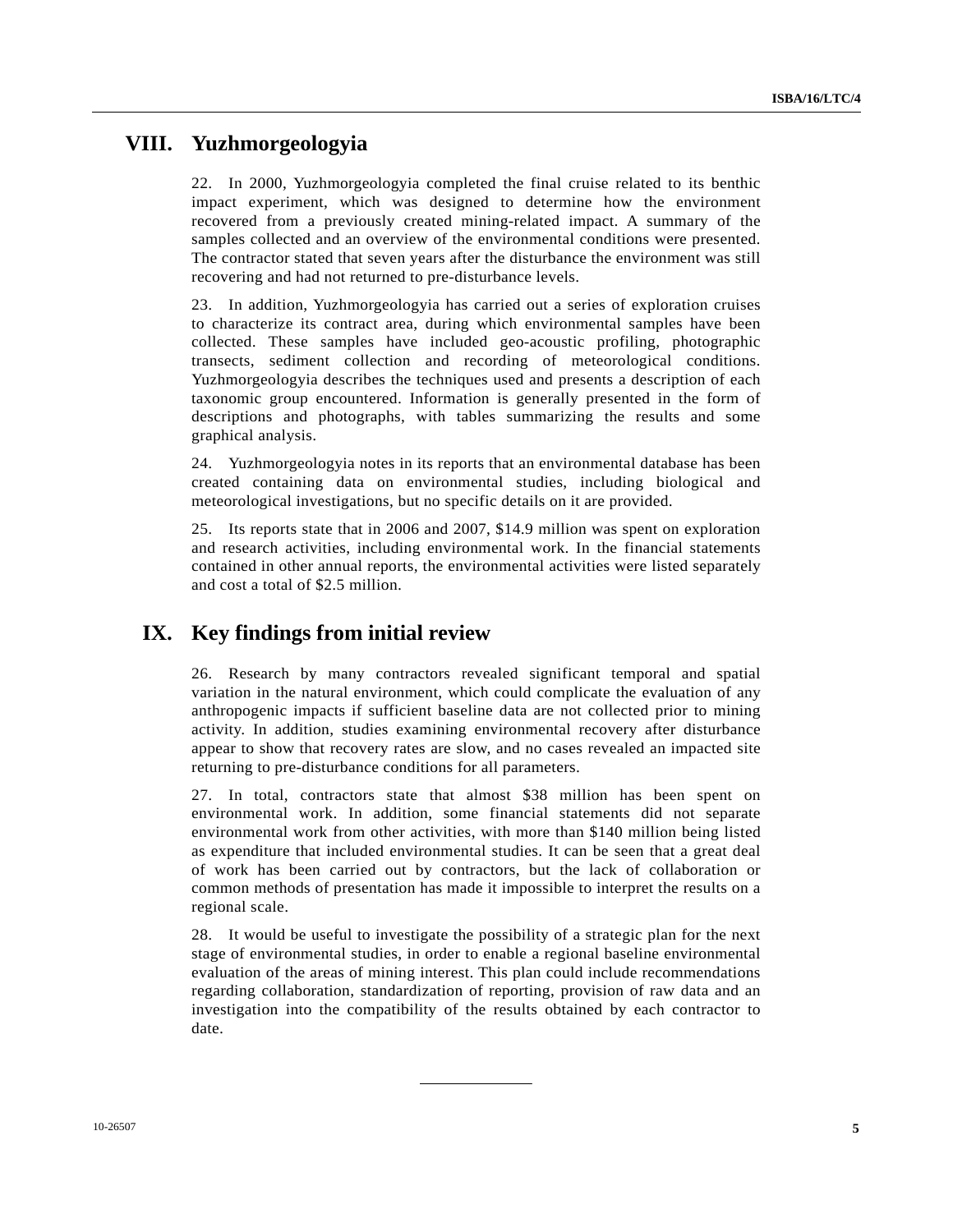## VIII. Yuzhmorgeologyia

22. In 2000, Yuzhmorgeologyia completed the final cruise related to its benthic impact experiment, which was designed to determine how the environment recovered from a previously created mining-related impact. A summary of the samples collected and an overview of the environmental conditions were presented. The contractor stated that seven years after the disturbance the environment was still recovering and had not returned to pre-disturbance levels.

23. In addition, Yuzhmorgeologyia has carried out a series of exploration cruises to characterize its contract area, during which environmental samples have been collected. These samples have included geo-acoustic profiling, photographic transects, sediment collection and recording of meteorological conditions. Yuzhmorgeologyia describes the techniques used and presents a description of each taxonomic group encountered. Information is generally presented in the form of descriptions and photographs, with tables summarizing the results and some graphical analysis.

24. Yuzhmorgeologyia notes in its reports that an environmental database has been created containing data on environmental studies, including biological and meteorological investigations, but no specific details on it are provided.

25. Its reports state that in 2006 and 2007, $14.9 million was spent on exploration and research activities, including environmental work. In the financial statements contained in other annual reports, the environmental activities were listed separately and cost a total of $2.5 million.

## IX. Key findings from initial review

26. Research by many contractors revealed significant temporal and spatial variation in the natural environment, which could complicate the evaluation of any anthropogenic impacts if sufficient baseline data are not collected prior to mining activity. In addition, studies examining environmental recovery after disturbance appear to show that recovery rates are slow, and no cases revealed an impacted site returning to pre-disturbance conditions for all parameters.

27. In total, contractors state that almost $38 million has been spent on environmental work. In addition, some financial statements did not separate environmental work from other activities, with more than $140 million being listed as expenditure that included environmental studies. It can be seen that a great deal of work has been carried out by contractors, but the lack of collaboration or common methods of presentation has made it impossible to interpret the results on a regional scale.

28. It would be useful to investigate the possibility of a strategic plan for the next stage of environmental studies, in order to enable a regional baseline environmental evaluation of the areas of mining interest. This plan could include recommendations regarding collaboration, standardization of reporting, provision of raw data and an investigation into the compatibility of the results obtained by each contractor to date.